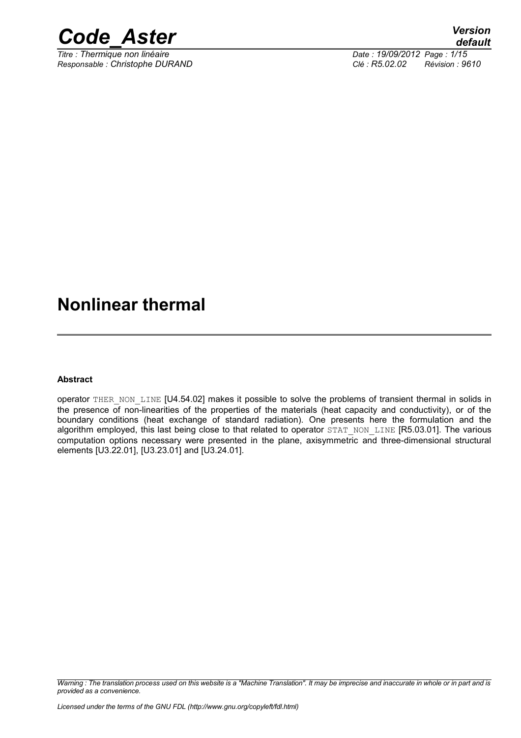# Nonlinear thermal

**Abstract**

operator THER_NON_LINE [U4.54.02] makes it possible to solve the problems of transient thermal in solids in the presence of non-linearities of the properties of the materials (heat capacity and conductivity), or of the boundary conditions (heat exchange of standard radiation). One presents here the formulation and the algorithm employed, this last being close to that related to operator STAT_NON_LINE [R5.03.01]. The various computation options necessary were presented in the plane, axisymmetric and three-dimensional structural elements [U3.22.01], [U3.23.01] and [U3.24.01].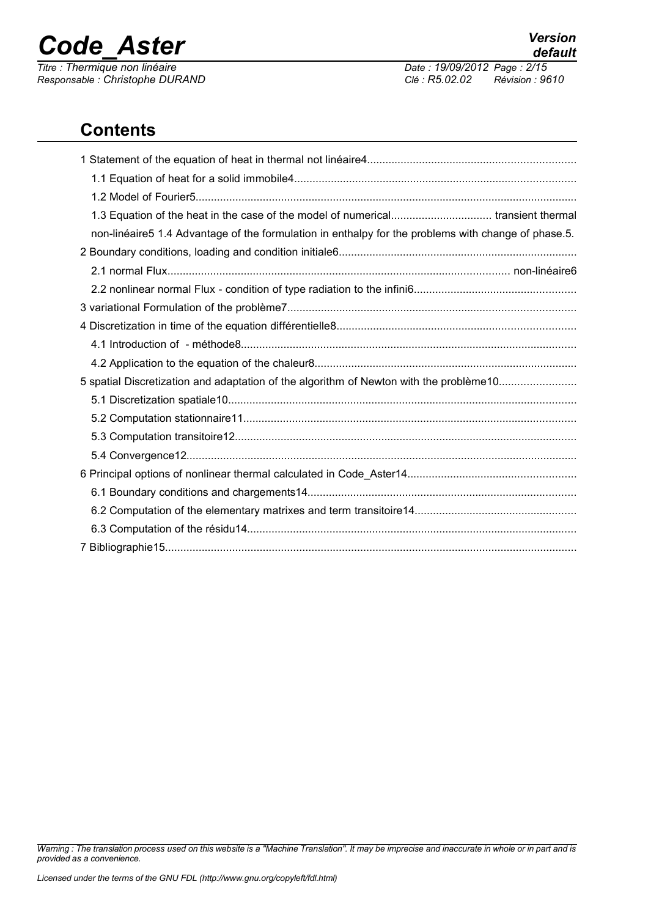## Contents

1 Statement of the equation of heat in thermal not linéaire4

- 1.1 Equation of heat for a solid immobile4
- 1.2 Model of Fourier5
- 1.3 Equation of the heat in the case of the model of numerical transient thermal non-linéaire5 1.4 Advantage of the formulation in enthalpy for the problems with change of phase.5.

2 Boundary conditions, loading and condition initiale6

- 2.1 normal Flux non-linéaire6
- 2.2 nonlinear normal Flux - condition of type radiation to the infini6

3 variational Formulation of the problème7

4 Discretization in time of the equation différentielle8

- 4.1 Introduction of - méthode8
- 4.2 Application to the equation of the chaleur8

5 spatial Discretization and adaptation of the algorithm of Newton with the problème10

- 5.1 Discretization spatiale10
- 5.2 Computation stationnaire11
- 5.3 Computation transitoire12
- 5.4 Convergence12

6 Principal options of nonlinear thermal calculated in Code_Aster14

- 6.1 Boundary conditions and chargements14
- 6.2 Computation of the elementary matrixes and term transitoire14
- 6.3 Computation of the résidu14

7 Bibliographie15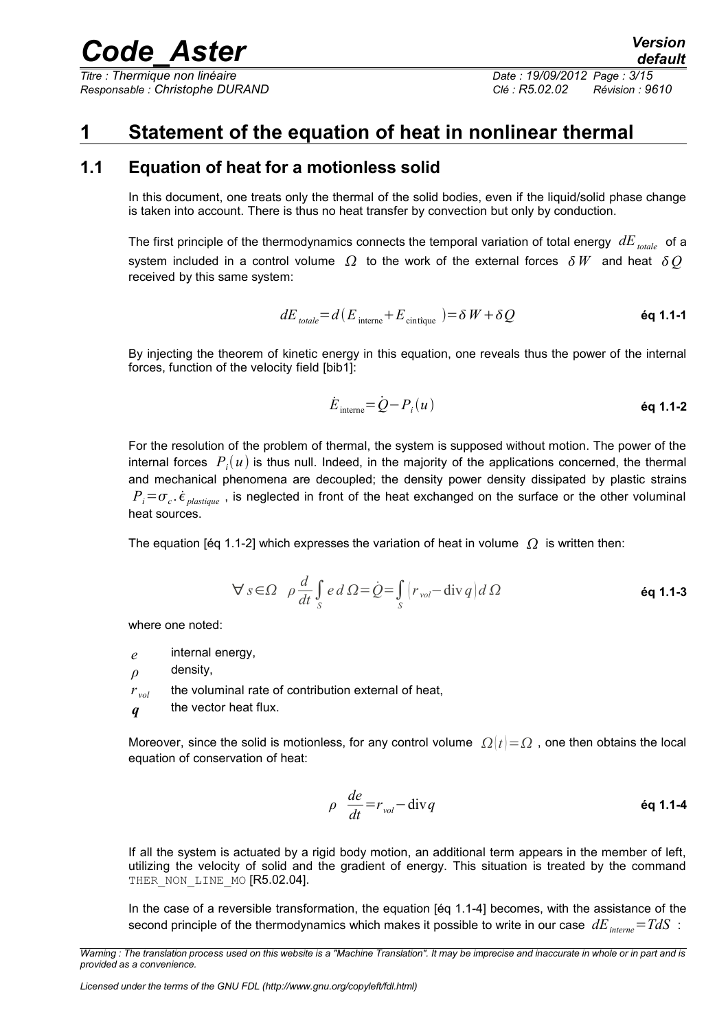# 1 Statement of the equation of heat in nonlinear thermal

## 1.1 Equation of heat for a motionless solid

In this document, one treats only the thermal of the solid bodies, even if the liquid/solid phase change is taken into account. There is thus no heat transfer by convection but only by conduction.

The first principle of the thermodynamics connects the temporal variation of total energy $dE_{totale}$ of a system included in a control volume $\Omega$ to the work of the external forces $\delta W$ and heat $\delta Q$ received by this same system:

$$dE_{totale} = d(E_{\text{interne}} + E_{\text{cintique}}) = \delta W + \delta Q \qquad \textbf{éq 1.1-1}$$

By injecting the theorem of kinetic energy in this equation, one reveals thus the power of the internal forces, function of the velocity field [bib1]:

$$\dot{E}_{\text{interne}} = \dot{Q} - P_i(u) \qquad \textbf{éq 1.1-2}$$

For the resolution of the problem of thermal, the system is supposed without motion. The power of the internal forces $P_i(u)$ is thus null. Indeed, in the majority of the applications concerned, the thermal and mechanical phenomena are decoupled; the density power density dissipated by plastic strains $P_i = \sigma_c . \dot{\epsilon}_{plastique}$, is neglected in front of the heat exchanged on the surface or the other voluminal heat sources.

The equation [éq 1.1-2] which expresses the variation of heat in volume $\Omega$ is written then:

$$\forall s \in \Omega \quad \rho \frac{d}{dt} \int_S e \, d\Omega = \dot{Q} = \int_S \left( r_{vol} - \text{div}\, q \right) d\Omega \qquad \textbf{éq 1.1-3}$$

where one noted:

- $e$ internal energy,
- $\rho$ density,
- $r_{vol}$ the voluminal rate of contribution external of heat,
- $\boldsymbol{q}$ the vector heat flux.

Moreover, since the solid is motionless, for any control volume $\Omega(t) = \Omega$, one then obtains the local equation of conservation of heat:

$$\rho \frac{de}{dt} = r_{vol} - \text{div} q \qquad \textbf{éq 1.1-4}$$

If all the system is actuated by a rigid body motion, an additional term appears in the member of left, utilizing the velocity of solid and the gradient of energy. This situation is treated by the command `THER_NON_LINE_MO` [R5.02.04].

In the case of a reversible transformation, the equation [éq 1.1-4] becomes, with the assistance of the second principle of the thermodynamics which makes it possible to write in our case $dE_{interne} = TdS$ :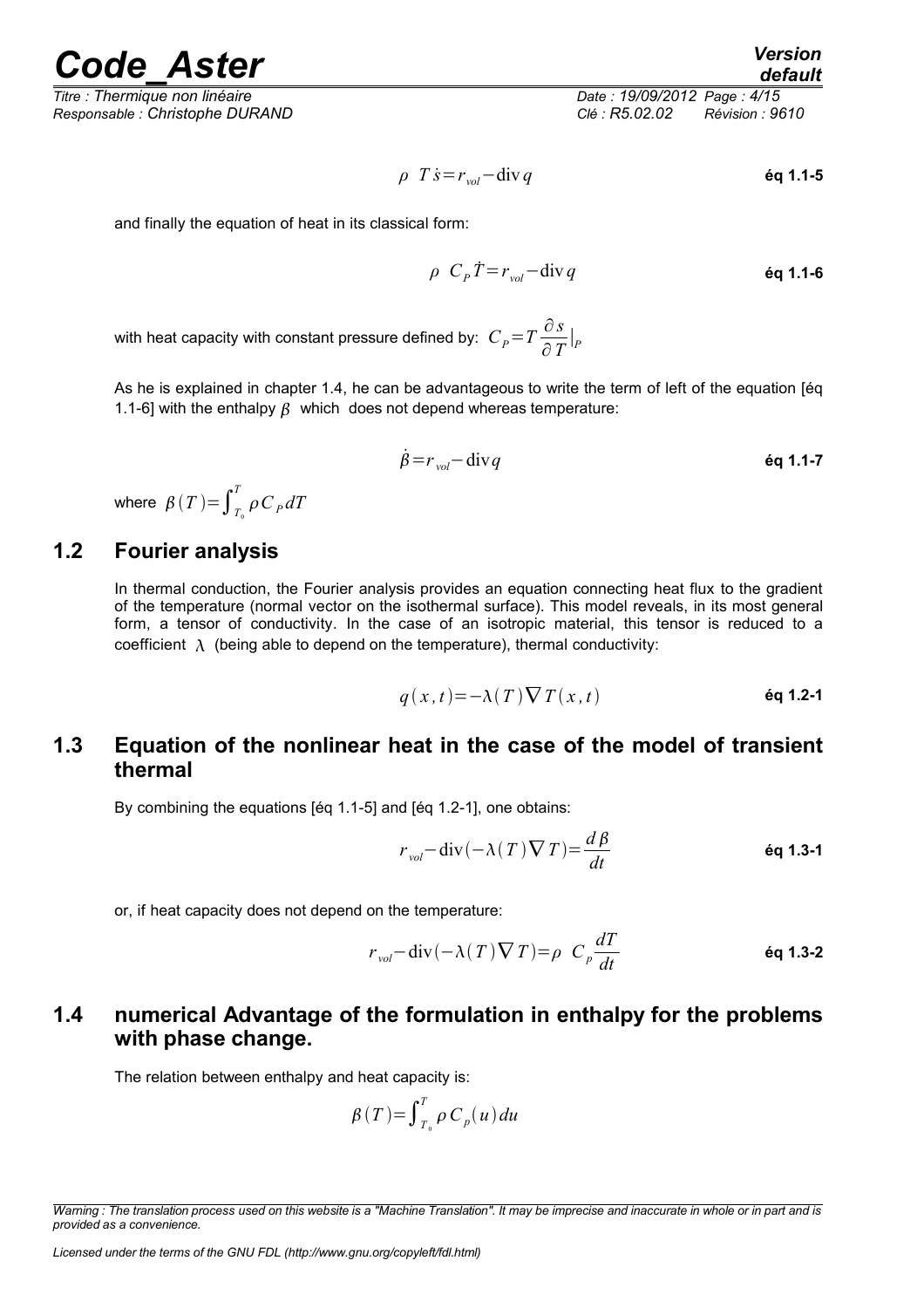$$\rho \ T \dot{s} = r_{vol} - \text{div}\, q \qquad \textbf{éq 1.1-5}$$

and finally the equation of heat in its classical form:

$$\rho \ C_P \dot{T} = r_{vol} - \text{div}\, q \qquad \textbf{éq 1.1-6}$$

with heat capacity with constant pressure defined by: $C_P = T \frac{\partial s}{\partial T}|_P$

As he is explained in chapter 1.4, he can be advantageous to write the term of left of the equation [éq 1.1-6] with the enthalpy $\beta$ which does not depend whereas temperature:

$$\dot{\beta} = r_{vol} - \text{div}\, q \qquad \textbf{éq 1.1-7}$$

where $\beta(T) = \int_{T_0}^{T} \rho C_P dT$

## 1.2 Fourier analysis

In thermal conduction, the Fourier analysis provides an equation connecting heat flux to the gradient of the temperature (normal vector on the isothermal surface). This model reveals, in its most general form, a tensor of conductivity. In the case of an isotropic material, this tensor is reduced to a coefficient $\lambda$ (being able to depend on the temperature), thermal conductivity:

$$q(x,t) = -\lambda(T) \nabla T(x,t) \qquad \textbf{éq 1.2-1}$$

## 1.3 Equation of the nonlinear heat in the case of the model of transient thermal

By combining the equations [éq 1.1-5] and [éq 1.2-1], one obtains:

$$r_{vol} - \text{div}(-\lambda(T) \nabla T) = \frac{d\beta}{dt} \qquad \textbf{éq 1.3-1}$$

or, if heat capacity does not depend on the temperature:

$$r_{vol} - \text{div}(-\lambda(T) \nabla T) = \rho \ C_p \frac{dT}{dt} \qquad \textbf{éq 1.3-2}$$

## 1.4 numerical Advantage of the formulation in enthalpy for the problems with phase change.

The relation between enthalpy and heat capacity is:

$$\beta(T) = \int_{T_0}^{T} \rho C_p(u) du$$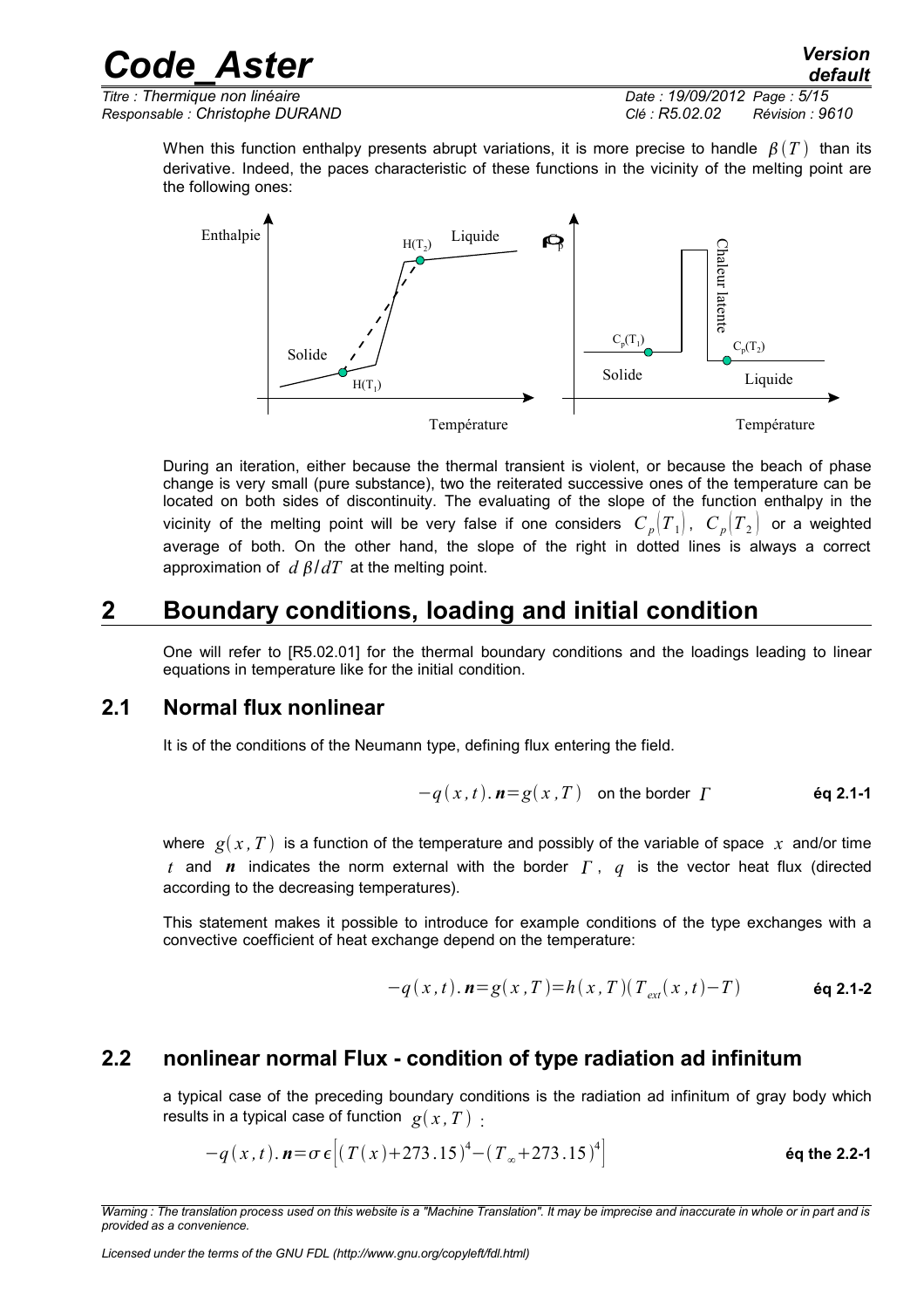When this function enthalpy presents abrupt variations, it is more precise to handle $\beta(T)$ than its derivative. Indeed, the paces characteristic of these functions in the vicinity of the melting point are the following ones:

During an iteration, either because the thermal transient is violent, or because the beach of phase change is very small (pure substance), two the reiterated successive ones of the temperature can be located on both sides of discontinuity. The evaluating of the slope of the function enthalpy in the vicinity of the melting point will be very false if one considers $C_p(T_1)$, $C_p(T_2)$ or a weighted average of both. On the other hand, the slope of the right in dotted lines is always a correct approximation of $d\beta/dT$ at the melting point.

# 2 Boundary conditions, loading and initial condition

One will refer to [R5.02.01] for the thermal boundary conditions and the loadings leading to linear equations in temperature like for the initial condition.

## 2.1 Normal flux nonlinear

It is of the conditions of the Neumann type, defining flux entering the field.

$$-q(x,t).\boldsymbol{n}=g(x,T) \quad \text{on the border } \Gamma \qquad \textbf{éq 2.1-1}$$

where $g(x,T)$ is a function of the temperature and possibly of the variable of space $x$ and/or time $t$ and $\boldsymbol{n}$ indicates the norm external with the border $\Gamma$, $q$ is the vector heat flux (directed according to the decreasing temperatures).

This statement makes it possible to introduce for example conditions of the type exchanges with a convective coefficient of heat exchange depend on the temperature:

$$-q(x,t).\boldsymbol{n}=g(x,T)=h(x,T)(T_{ext}(x,t)-T) \qquad \textbf{éq 2.1-2}$$

## 2.2 nonlinear normal Flux - condition of type radiation ad infinitum

a typical case of the preceding boundary conditions is the radiation ad infinitum of gray body which results in a typical case of function $g(x,T)$ :

$$-q(x,t).\boldsymbol{n}=\sigma\epsilon\left[(T(x)+273.15)^4-(T_\infty+273.15)^4\right] \qquad \textbf{éq the 2.2-1}$$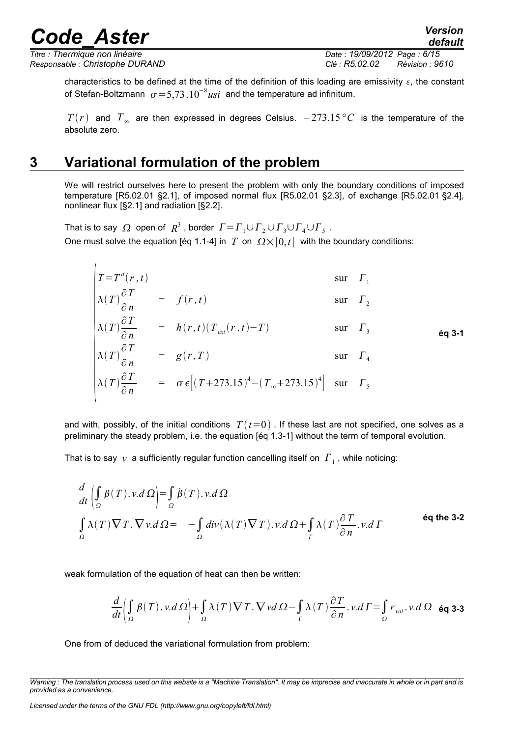characteristics to be defined at the time of the definition of this loading are emissivity $\varepsilon$, the constant of Stefan-Boltzmann $\sigma=5,73.10^{-8} usi$ and the temperature ad infinitum.

$T(r)$ and $T_{\infty}$ are then expressed in degrees Celsius. $-273.15\,°C$ is the temperature of the absolute zero.

# 3 Variational formulation of the problem

We will restrict ourselves here to present the problem with only the boundary conditions of imposed temperature [R5.02.01 §2.1], of imposed normal flux [R5.02.01 §2.3], of exchange [R5.02.01 §2.4], nonlinear flux [§2.1] and radiation [§2.2].

That is to say $\Omega$ open of $R^3$, border $\Gamma=\Gamma_1\cup\Gamma_2\cup\Gamma_3\cup\Gamma_4\cup\Gamma_5$.
One must solve the equation [éq 1.1-4] in $T$ on $\Omega\times]0,t[$ with the boundary conditions:

$$
\begin{cases}
T=T^d(r,t) & \text{sur } \Gamma_1 \\
\lambda(T)\dfrac{\partial T}{\partial n} = f(r,t) & \text{sur } \Gamma_2 \\
\lambda(T)\dfrac{\partial T}{\partial n} = h(r,t)(T_{ext}(r,t)-T) & \text{sur } \Gamma_3 \\
\lambda(T)\dfrac{\partial T}{\partial n} = g(r,T) & \text{sur } \Gamma_4 \\
\lambda(T)\dfrac{\partial T}{\partial n} = \sigma\epsilon\left[(T+273.15)^4-(T_{\infty}+273.15)^4\right] & \text{sur } \Gamma_5
\end{cases}
\quad \text{éq 3-1}
$$

and with, possibly, of the initial conditions $T(t=0)$. If these last are not specified, one solves as a preliminary the steady problem, i.e. the equation [éq 1.3-1] without the term of temporal evolution.

That is to say $v$ a sufficiently regular function cancelling itself on $\Gamma_1$, while noticing:

$$
\begin{aligned}
&\frac{d}{dt}\left(\int_{\Omega}\beta(T).v.d\Omega\right)=\int_{\Omega}\dot{\beta}(T).v.d\Omega \\
&\int_{\Omega}\lambda(T)\nabla T.\nabla v.d\Omega= -\int_{\Omega} div(\lambda(T)\nabla T).v.d\Omega+\int_{\Gamma}\lambda(T)\frac{\partial T}{\partial n}.v.d\Gamma
\end{aligned}
\quad \text{éq the 3-2}
$$

weak formulation of the equation of heat can then be written:

$$
\frac{d}{dt}\left(\int_{\Omega}\beta(T).v.d\Omega\right)+\int_{\Omega}\lambda(T)\nabla T.\nabla v d\Omega-\int_{\Gamma}\lambda(T)\frac{\partial T}{\partial n}.v.d\Gamma=\int_{\Omega}r_{vol}.v.d\Omega \quad \text{éq 3-3}
$$

One from of deduced the variational formulation from problem: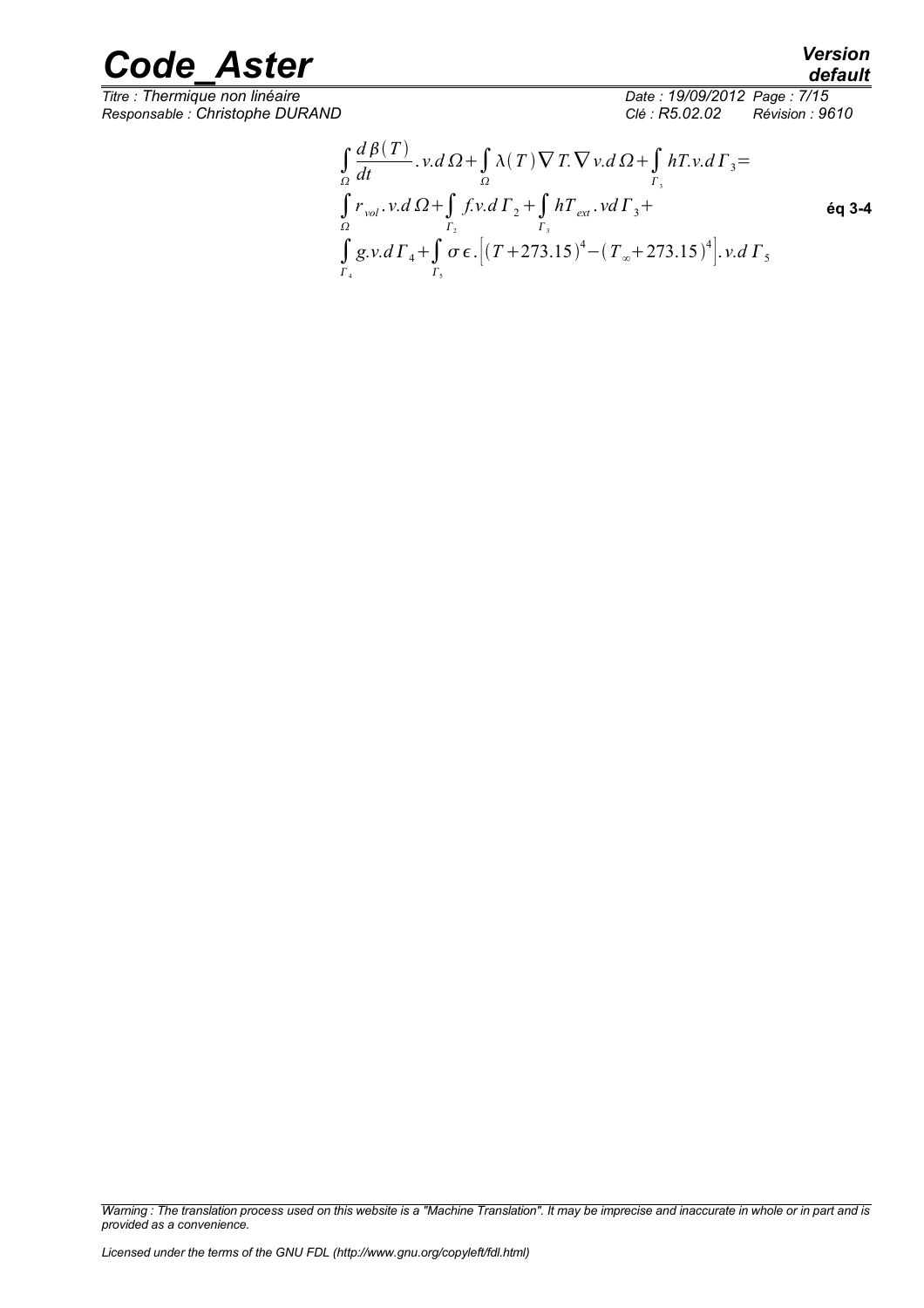$$
\begin{aligned}
&\int_{\Omega} \frac{d\beta(T)}{dt} . v . d\Omega + \int_{\Omega} \lambda(T) \nabla T . \nabla v . d\Omega + \int_{\Gamma_3} hT . v . d\Gamma_3 = \\
&\int_{\Omega} r_{vol} . v . d\Omega + \int_{\Gamma_2} f . v . d\Gamma_2 + \int_{\Gamma_3} hT_{ext} . v d\Gamma_3 + \\
&\int_{\Gamma_4} g . v . d\Gamma_4 + \int_{\Gamma_5} \sigma \epsilon . \left[ (T + 273.15)^4 - (T_{\infty} + 273.15)^4 \right] . v . d\Gamma_5
\end{aligned}
\qquad \text{éq 3-4}
$$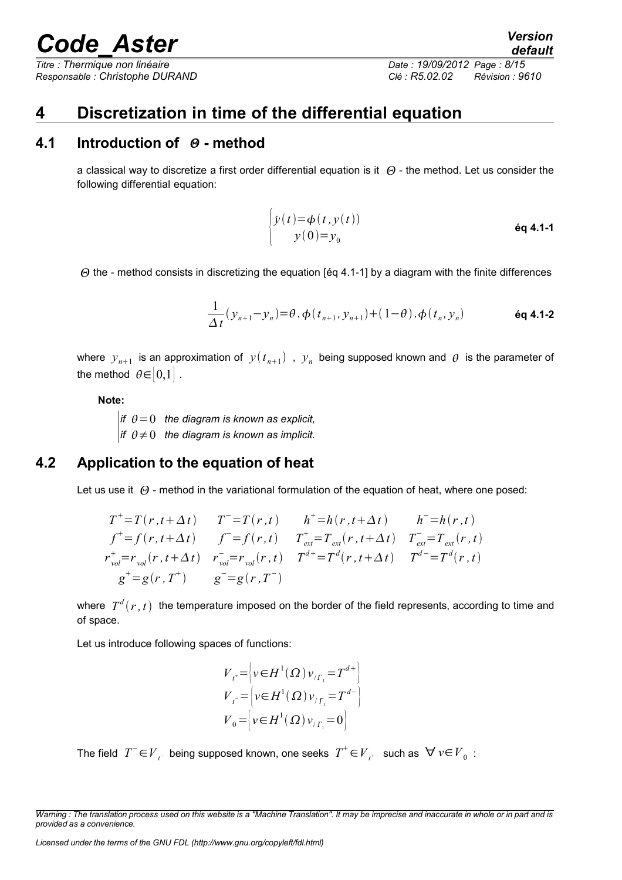# 4 Discretization in time of the differential equation

## 4.1 Introduction of $\Theta$ - method

a classical way to discretize a first order differential equation is it $\Theta$ - the method. Let us consider the following differential equation:

$$\begin{cases} \dot{y}(t) = \phi(t, y(t)) \\ y(0) = y_0 \end{cases} \quad \textbf{éq 4.1-1}$$

$\Theta$ the - method consists in discretizing the equation [éq 4.1-1] by a diagram with the finite differences

$$\frac{1}{\Delta t}(y_{n+1} - y_n) = \theta . \phi(t_{n+1}, y_{n+1}) + (1-\theta) . \phi(t_n, y_n) \quad \textbf{éq 4.1-2}$$

where $y_{n+1}$ is an approximation of $y(t_{n+1})$ , $y_n$ being supposed known and $\theta$ is the parameter of the method $\theta \in [0,1]$ .

**Note:**

*if $\theta = 0$ the diagram is known as explicit,*
*if $\theta \neq 0$ the diagram is known as implicit.*

## 4.2 Application to the equation of heat

Let us use it $\Theta$ - method in the variational formulation of the equation of heat, where one posed:

$$\begin{array}{llll} T^+ = T(r, t+\Delta t) & T^- = T(r, t) & h^+ = h(r, t+\Delta t) & h^- = h(r, t) \\ f^+ = f(r, t+\Delta t) & f^- = f(r, t) & T_{ext}^+ = T_{ext}(r, t+\Delta t) & T_{ext}^- = T_{ext}(r, t) \\ r_{vol}^+ = r_{vol}(r, t+\Delta t) & r_{vol}^- = r_{vol}(r, t) & T^{d+} = T^d(r, t+\Delta t) & T^{d-} = T^d(r, t) \\ g^+ = g(r, T^+) & g^- = g(r, T^-) & & \end{array}$$

where $T^d(r, t)$ the temperature imposed on the border of the field represents, according to time and of space.

Let us introduce following spaces of functions:

$$V_{t^+} = \left\{ v \in H^1(\Omega) v_{/\Gamma_1} = T^{d+} \right\}$$
$$V_{t^-} = \left\{ v \in H^1(\Omega) v_{/\Gamma_1} = T^{d-} \right\}$$
$$V_0 = \left\{ v \in H^1(\Omega) v_{/\Gamma_1} = 0 \right\}$$

The field $T^- \in V_{t^-}$ being supposed known, one seeks $T^+ \in V_{t^+}$ such as $\forall v \in V_0$ :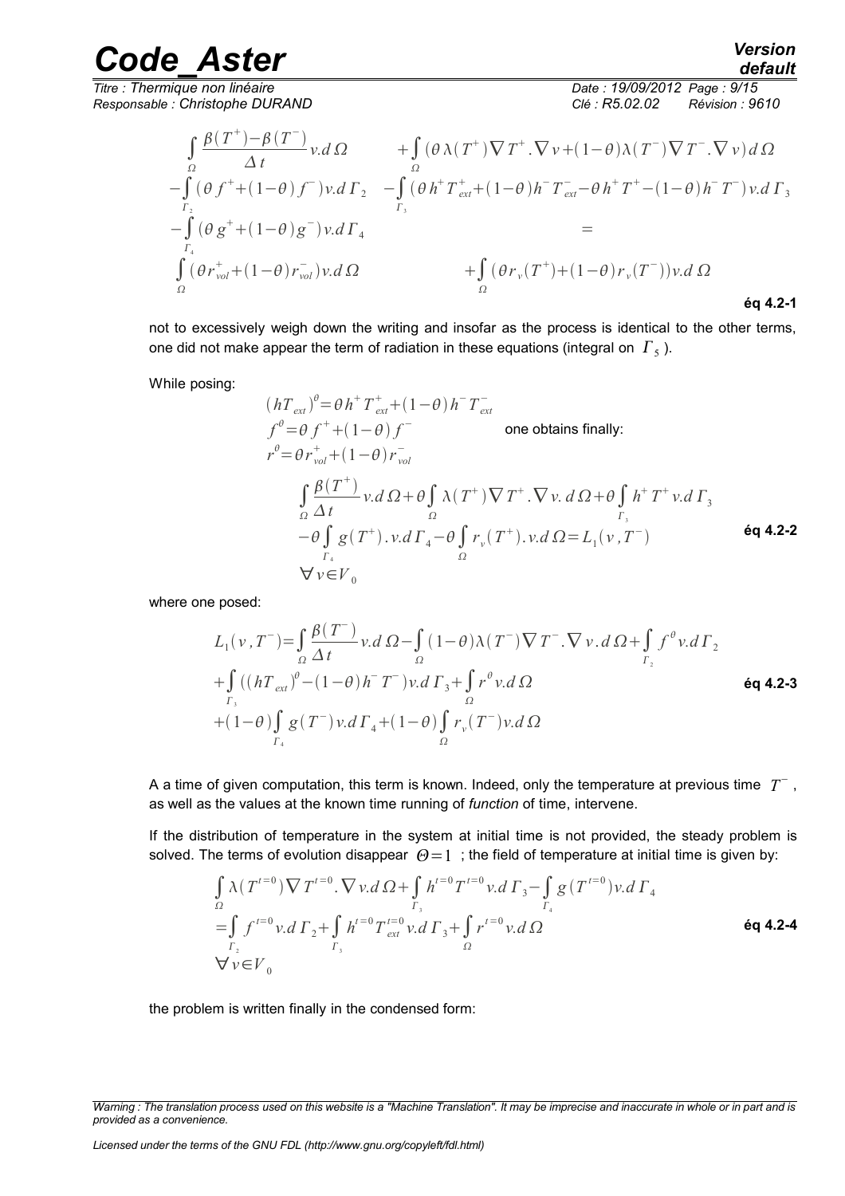$$
\begin{aligned}
&\int_{\Omega} \frac{\beta(T^{+})-\beta(T^{-})}{\Delta t} v . d\Omega &&+\int_{\Omega}(\theta\lambda(T^{+})\nabla T^{+}.\nabla v+(1-\theta)\lambda(T^{-})\nabla T^{-}.\nabla v)\, d\Omega \\
&-\int_{\Gamma_2}(\theta f^{+}+(1-\theta) f^{-}) v . d\Gamma_2 &&-\int_{\Gamma_3}(\theta h^{+} T_{ext}^{+}+(1-\theta) h^{-} T_{ext}^{-}-\theta h^{+} T^{+}-(1-\theta) h^{-} T^{-}) v . d\Gamma_3 \\
&-\int_{\Gamma_4}(\theta g^{+}+(1-\theta) g^{-}) v . d\Gamma_4 && = \\
&\int_{\Omega}(\theta r_{vol}^{+}+(1-\theta) r_{vol}^{-}) v . d\Omega &&+\int_{\Omega}(\theta r_v(T^{+})+(1-\theta) r_v(T^{-})) v . d\Omega
\end{aligned}
\qquad \text{éq 4.2-1}
$$

not to excessively weigh down the writing and insofar as the process is identical to the other terms, one did not make appear the term of radiation in these equations (integral on $\Gamma_5$ ).

While posing:

$$
\begin{aligned}
&(hT_{ext})^{\theta}=\theta h^{+} T_{ext}^{+}+(1-\theta) h^{-} T_{ext}^{-} \\
&f^{\theta}=\theta f^{+}+(1-\theta) f^{-} \\
&r^{\theta}=\theta r_{vol}^{+}+(1-\theta) r_{vol}^{-}
\end{aligned}
$$

one obtains finally:

$$
\begin{aligned}
&\int_{\Omega} \frac{\beta(T^{+})}{\Delta t} v . d\Omega+\theta \int_{\Omega} \lambda(T^{+}) \nabla T^{+}.\nabla v .\, d\Omega+\theta \int_{\Gamma_3} h^{+} T^{+} v . d\Gamma_3 \\
&-\theta \int_{\Gamma_4} g(T^{+}) . v . d\Gamma_4-\theta \int_{\Omega} r_v(T^{+}) . v . d\Omega=L_1(v, T^{-}) \\
&\forall v \in V_0
\end{aligned}
\qquad \text{éq 4.2-2}
$$

where one posed:

$$
\begin{aligned}
L_1(v, T^{-})= & \int_{\Omega} \frac{\beta(T^{-})}{\Delta t} v . d\Omega-\int_{\Omega}(1-\theta) \lambda(T^{-}) \nabla T^{-}.\nabla v .\, d\Omega+\int_{\Gamma_2} f^{\theta} v . d\Gamma_2 \\
& +\int_{\Gamma_3}((hT_{ext})^{\theta}-(1-\theta) h^{-} T^{-}) v . d\Gamma_3+\int_{\Omega} r^{\theta} v . d\Omega \\
& +(1-\theta) \int_{\Gamma_4} g(T^{-}) v . d\Gamma_4+(1-\theta) \int_{\Omega} r_v(T^{-}) v . d\Omega
\end{aligned}
\qquad \text{éq 4.2-3}
$$

A a time of given computation, this term is known. Indeed, only the temperature at previous time $T^{-}$, as well as the values at the known time running of *function* of time, intervene.

If the distribution of temperature in the system at initial time is not provided, the steady problem is solved. The terms of evolution disappear $\Theta=1$ ; the field of temperature at initial time is given by:

$$
\begin{aligned}
&\int_{\Omega} \lambda(T^{t=0}) \nabla T^{t=0}.\nabla v . d\Omega+\int_{\Gamma_3} h^{t=0} T^{t=0} v . d\Gamma_3-\int_{\Gamma_4} g(T^{t=0}) v . d\Gamma_4 \\
&=\int_{\Gamma_2} f^{t=0} v . d\Gamma_2+\int_{\Gamma_3} h^{t=0} T_{ext}^{t=0} v . d\Gamma_3+\int_{\Omega} r^{t=0} v . d\Omega \\
&\forall v \in V_0
\end{aligned}
\qquad \text{éq 4.2-4}
$$

the problem is written finally in the condensed form: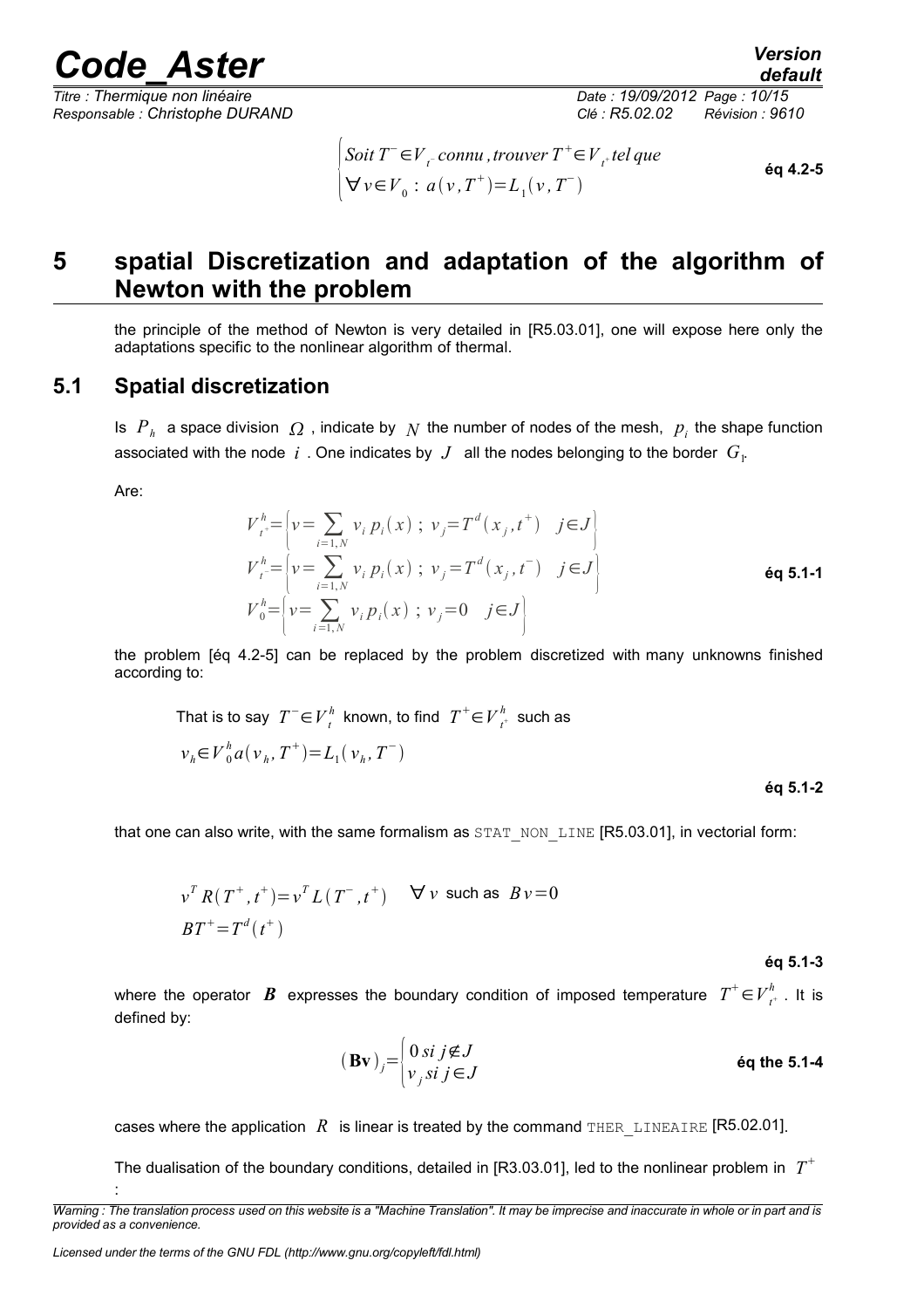$$\begin{cases} Soit\ T^{-}\in V_{t^{-}}\ connu\ ,trouver\ T^{+}\in V_{t^{+}}\ tel\ que \\ \forall v\in V_{0}:\ a(v,T^{+})=L_{1}(v,T^{-}) \end{cases}$$ **éq 4.2-5**

# 5 spatial Discretization and adaptation of the algorithm of Newton with the problem

the principle of the method of Newton is very detailed in [R5.03.01], one will expose here only the adaptations specific to the nonlinear algorithm of thermal.

## 5.1 Spatial discretization

Is $P_h$ a space division $\Omega$ , indicate by $N$ the number of nodes of the mesh, $p_i$ the shape function associated with the node $i$ . One indicates by $J$ all the nodes belonging to the border $G_1$.

Are:

$$\begin{aligned} V_{t^{+}}^{h} &= \left\{ v=\sum_{i=1,N} v_i\, p_i(x)\ ;\ v_j=T^d(x_j,t^{+}) \quad j\in J \right\} \\ V_{t^{-}}^{h} &= \left\{ v=\sum_{i=1,N} v_i\, p_i(x)\ ;\ v_j=T^d(x_j,t^{-}) \quad j\in J \right\} \\ V_{0}^{h} &= \left\{ v=\sum_{i=1,N} v_i\, p_i(x)\ ;\ v_j=0 \quad j\in J \right\} \end{aligned}$$ **éq 5.1-1**

the problem [éq 4.2-5] can be replaced by the problem discretized with many unknowns finished according to:

That is to say $T^{-}\in V_{t}^{h}$ known, to find $T^{+}\in V_{t^{+}}^{h}$ such as

$$v_h\in V_0^h a(v_h,T^{+})=L_1(v_h,T^{-})$$

**éq 5.1-2**

that one can also write, with the same formalism as STAT_NON_LINE [R5.03.01], in vectorial form:

$$\begin{aligned} & v^T R(T^{+},t^{+})=v^T L(T^{-},t^{+}) \quad \forall v \text{ such as } Bv=0 \\ & BT^{+}=T^d(t^{+}) \end{aligned}$$

**éq 5.1-3**

where the operator $\boldsymbol{B}$ expresses the boundary condition of imposed temperature $T^{+}\in V_{t^{+}}^{h}$ . It is defined by:

$$(\mathbf{Bv})_j=\begin{cases} 0\ si\ j\notin J \\ v_j\ si\ j\in J \end{cases}$$ **éq the 5.1-4**

cases where the application $R$ is linear is treated by the command THER_LINEAIRE [R5.02.01].

The dualisation of the boundary conditions, detailed in [R3.03.01], led to the nonlinear problem in $T^{+}$ :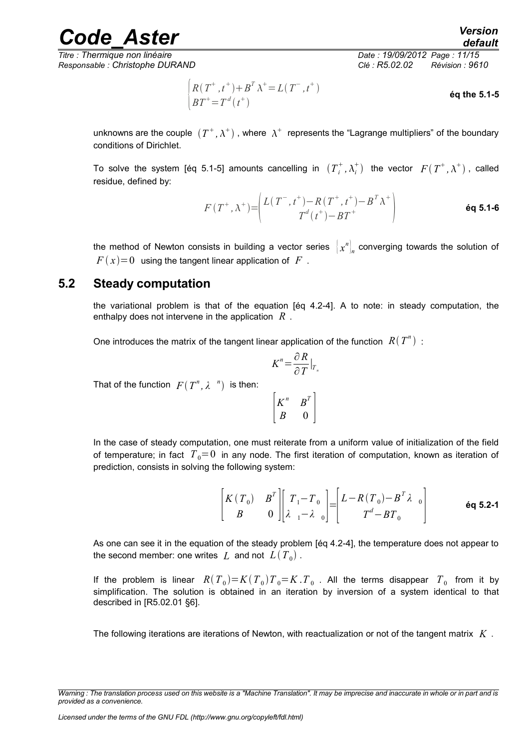$$\begin{cases} R(T^+, t^+) + B^T \lambda^+ = L(T^-, t^+) \\ BT^+ = T^d(t^+) \end{cases} \quad \textbf{éq the 5.1-5}$$

unknowns are the couple $(T^+, \lambda^+)$, where $\lambda^+$ represents the "Lagrange multipliers" of the boundary conditions of Dirichlet.

To solve the system [éq 5.1-5] amounts cancelling in $(T_i^+, \lambda_i^+)$ the vector $F(T^+, \lambda^+)$, called residue, defined by:

$$F(T^+, \lambda^+) = \begin{pmatrix} L(T^-, t^+) - R(T^+, t^+) - B^T \lambda^+ \\ T^d(t^+) - BT^+ \end{pmatrix} \quad \textbf{éq 5.1-6}$$

the method of Newton consists in building a vector series $\left[x^n\right]_n$ converging towards the solution of $F(x) = 0$ using the tangent linear application of $F$.

## 5.2 Steady computation

the variational problem is that of the equation [éq 4.2-4]. A to note: in steady computation, the enthalpy does not intervene in the application $R$.

One introduces the matrix of the tangent linear application of the function $R(T^n)$:

$$K^n = \frac{\partial R}{\partial T}\Big|_{T_n}$$

That of the function $F(T^n, \lambda^n)$ is then:

$$\begin{bmatrix} K^n & B^T \\ B & 0 \end{bmatrix}$$

In the case of steady computation, one must reiterate from a uniform value of initialization of the field of temperature; in fact $T_0 = 0$ in any node. The first iteration of computation, known as iteration of prediction, consists in solving the following system:

$$\begin{bmatrix} K(T_0) & B^T \\ B & 0 \end{bmatrix} \begin{bmatrix} T_1 - T_0 \\ \lambda_1 - \lambda_0 \end{bmatrix} = \begin{bmatrix} L - R(T_0) - B^T \lambda_0 \\ T^d - BT_0 \end{bmatrix} \quad \textbf{éq 5.2-1}$$

As one can see it in the equation of the steady problem [éq 4.2-4], the temperature does not appear to the second member: one writes $L$ and not $L(T_0)$.

If the problem is linear $R(T_0) = K(T_0) T_0 = K . T_0$. All the terms disappear $T_0$ from it by simplification. The solution is obtained in an iteration by inversion of a system identical to that described in [R5.02.01 §6].

The following iterations are iterations of Newton, with reactualization or not of the tangent matrix $K$.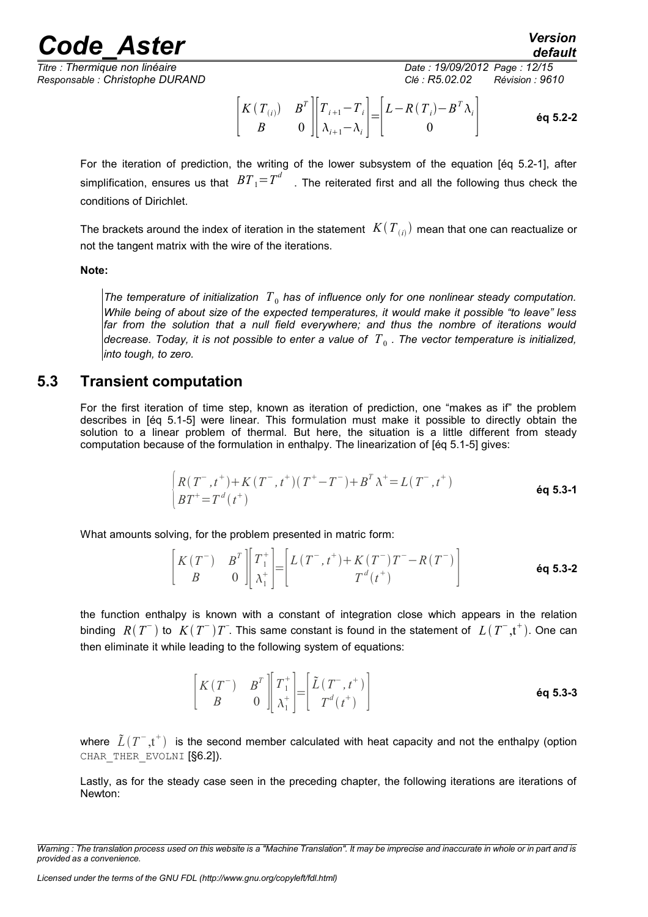$$\begin{bmatrix} K(T_{(i)}) & B^T \\ B & 0 \end{bmatrix} \begin{bmatrix} T_{i+1} - T_i \\ \lambda_{i+1} - \lambda_i \end{bmatrix} = \begin{bmatrix} L - R(T_i) - B^T \lambda_i \\ 0 \end{bmatrix} \quad \textbf{éq 5.2-2}$$

For the iteration of prediction, the writing of the lower subsystem of the equation [éq 5.2-1], after simplification, ensures us that $BT_1 = T^d$ . The reiterated first and all the following thus check the conditions of Dirichlet.

The brackets around the index of iteration in the statement $K(T_{(i)})$ mean that one can reactualize or not the tangent matrix with the wire of the iterations.

**Note:**

*The temperature of initialization $T_0$ has of influence only for one nonlinear steady computation. While being of about size of the expected temperatures, it would make it possible "to leave" less far from the solution that a null field everywhere; and thus the nombre of iterations would decrease. Today, it is not possible to enter a value of $T_0$ . The vector temperature is initialized, into tough, to zero.*

## 5.3 Transient computation

For the first iteration of time step, known as iteration of prediction, one "makes as if" the problem describes in [éq 5.1-5] were linear. This formulation must make it possible to directly obtain the solution to a linear problem of thermal. But here, the situation is a little different from steady computation because of the formulation in enthalpy. The linearization of [éq 5.1-5] gives:

$$\begin{cases} R(T^-, t^+) + K(T^-, t^+)(T^+ - T^-) + B^T \lambda^+ = L(T^-, t^+) \\ BT^+ = T^d(t^+) \end{cases} \quad \textbf{éq 5.3-1}$$

What amounts solving, for the problem presented in matric form:

$$\begin{bmatrix} K(T^-) & B^T \\ B & 0 \end{bmatrix} \begin{bmatrix} T_1^+ \\ \lambda_1^+ \end{bmatrix} = \begin{bmatrix} L(T^-, t^+) + K(T^-)T^- - R(T^-) \\ T^d(t^+) \end{bmatrix} \quad \textbf{éq 5.3-2}$$

the function enthalpy is known with a constant of integration close which appears in the relation binding $R(T^-)$ to $K(T^-)T^-$. This same constant is found in the statement of $L(T^-, t^+)$. One can then eliminate it while leading to the following system of equations:

$$\begin{bmatrix} K(T^-) & B^T \\ B & 0 \end{bmatrix} \begin{bmatrix} T_1^+ \\ \lambda_1^+ \end{bmatrix} = \begin{bmatrix} \tilde{L}(T^-, t^+) \\ T^d(t^+) \end{bmatrix} \quad \textbf{éq 5.3-3}$$

where $\tilde{L}(T^-, t^+)$ is the second member calculated with heat capacity and not the enthalpy (option `CHAR_THER_EVOLNI` [§6.2]).

Lastly, as for the steady case seen in the preceding chapter, the following iterations are iterations of Newton: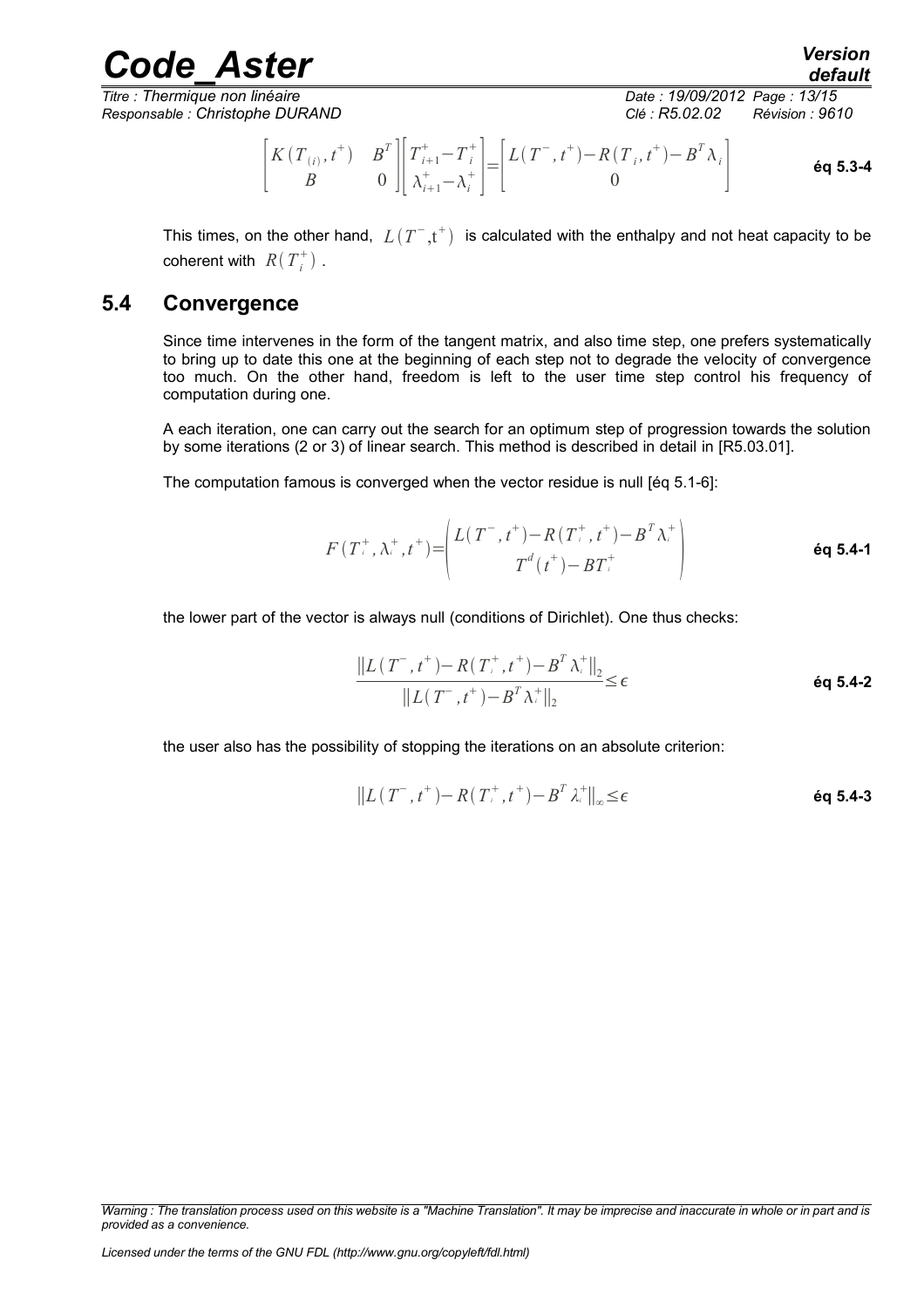$$\begin{bmatrix} K(T_{(i)}, t^+) & B^T \\ B & 0 \end{bmatrix} \begin{bmatrix} T_{i+1}^+ - T_i^+ \\ \lambda_{i+1}^+ - \lambda_i^+ \end{bmatrix} = \begin{bmatrix} L(T^-, t^+) - R(T_i, t^+) - B^T \lambda_i \\ 0 \end{bmatrix} \quad \textbf{éq 5.3-4}$$

This times, on the other hand, $L(T^-, t^+)$ is calculated with the enthalpy and not heat capacity to be coherent with $R(T_i^+)$.

## 5.4 Convergence

Since time intervenes in the form of the tangent matrix, and also time step, one prefers systematically to bring up to date this one at the beginning of each step not to degrade the velocity of convergence too much. On the other hand, freedom is left to the user time step control his frequency of computation during one.

A each iteration, one can carry out the search for an optimum step of progression towards the solution by some iterations (2 or 3) of linear search. This method is described in detail in [R5.03.01].

The computation famous is converged when the vector residue is null [éq 5.1-6]:

$$F(T_i^+, \lambda_i^+, t^+) = \begin{pmatrix} L(T^-, t^+) - R(T_i^+, t^+) - B^T \lambda_i^+ \\ T^d(t^+) - BT_i^+ \end{pmatrix} \quad \textbf{éq 5.4-1}$$

the lower part of the vector is always null (conditions of Dirichlet). One thus checks:

$$\frac{\| L(T^-, t^+) - R(T_i^+, t^+) - B^T \lambda_i^+ \|_2}{\| L(T^-, t^+) - B^T \lambda_i^+ \|_2} \leq \epsilon \quad \textbf{éq 5.4-2}$$

the user also has the possibility of stopping the iterations on an absolute criterion:

$$\| L(T^-, t^+) - R(T_i^+, t^+) - B^T \lambda_i^+ \|_\infty \leq \epsilon \quad \textbf{éq 5.4-3}$$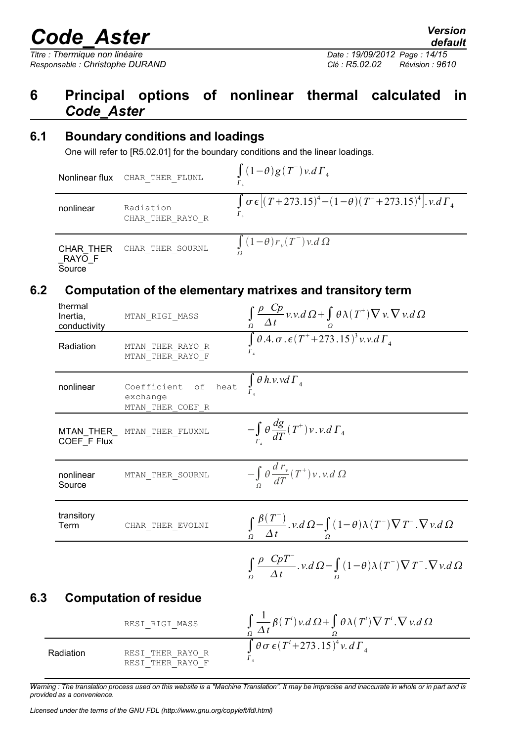# 6 Principal options of nonlinear thermal calculated in *Code_Aster*

## 6.1 Boundary conditions and loadings

One will refer to [R5.02.01] for the boundary conditions and the linear loadings.

| | | |
|---|---|---|
| Nonlinear flux | CHAR_THER_FLUNL | $\int_{\Gamma_4} (1-\theta) g(T^-) v.d\Gamma_4$ |
| nonlinear | Radiation CHAR_THER_RAYO_R | $\int_{\Gamma_4} \sigma \epsilon \left[ (T+273.15)^4 - (1-\theta)(T^- + 273.15)^4 \right] . v.d\Gamma_4$ |
| CHAR_THER _RAYO_F Source | CHAR_THER_SOURNL | $\int_{\Omega} (1-\theta) r_v(T^-) v.d\Omega$ |

## 6.2 Computation of the elementary matrixes and transitory term

| | | |
|---|---|---|
| thermal Inertia, conductivity | MTAN_RIGI_MASS | $\int_{\Omega} \frac{\rho \;\; Cp}{\Delta t} v.v.d\Omega + \int_{\Omega} \theta \lambda(T^+) \nabla v. \nabla v.d\Omega$ |
| Radiation | MTAN_THER_RAYO_R MTAN_THER_RAYO_F | $\int_{\Gamma_4} \theta.4.\sigma.\epsilon(T^+ + 273.15)^3 v.v.d\Gamma_4$ |
| nonlinear | Coefficient of heat exchange MTAN_THER_COEF_R | $\int_{\Gamma_4} \theta\, h.v.vd\Gamma_4$ |
| MTAN_THER_ COEF_F Flux | MTAN_THER_FLUXNL | $-\int_{\Gamma_4} \theta \frac{dg}{dT}(T^+) v.v.d\Gamma_4$ |
| nonlinear Source | MTAN_THER_SOURNL | $-\int_{\Omega} \theta \frac{d r_v}{dT}(T^+) v.v.d\Omega$ |
| transitory Term | CHAR_THER_EVOLNI | $\int_{\Omega} \frac{\beta(T^-)}{\Delta t}.v.d\Omega - \int_{\Omega} (1-\theta) \lambda(T^-) \nabla T^- . \nabla v.d\Omega$ |
| | | $\int_{\Omega} \frac{\rho \;\; CpT^-}{\Delta t}.v.d\Omega - \int_{\Omega} (1-\theta) \lambda(T^-) \nabla T^- . \nabla v.d\Omega$ |

## 6.3 Computation of residue

| | | |
|---|---|---|
| | RESI_RIGI_MASS | $\int_{\Omega} \frac{1}{\Delta t} \beta(T^i) v.d\Omega + \int_{\Omega} \theta \lambda(T^i) \nabla T^i . \nabla v.d\Omega$ |
| Radiation | RESI_THER_RAYO_R RESI_THER_RAYO_F | $\int_{\Gamma_4} \theta \sigma \epsilon (T^i + 273.15)^4 v.\, d\Gamma_4$ |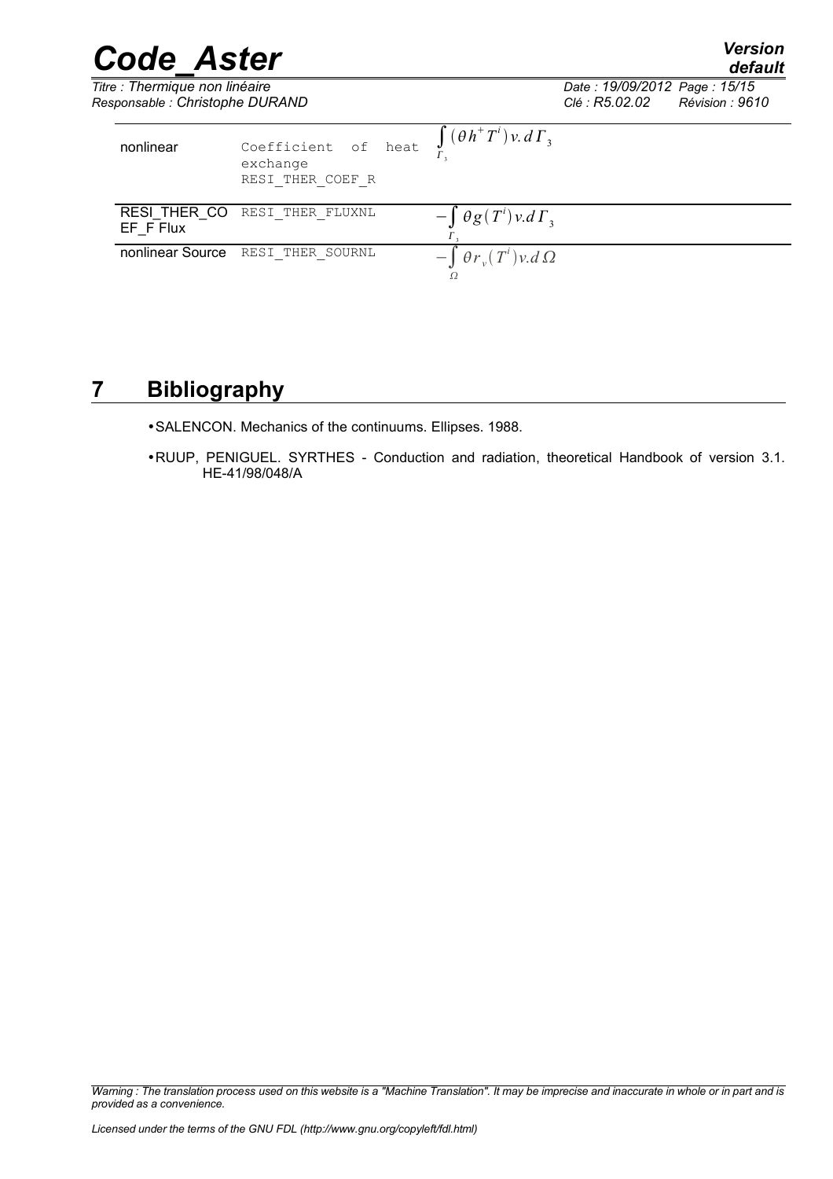| | | |
|---|---|---|
| nonlinear | Coefficient of heat exchange RESI_THER_COEF_R | $\int_{\Gamma_3} (\theta h^+ T^i) v.d\Gamma_3$ |
| RESI_THER_COEF_F Flux | RESI_THER_FLUXNL | $-\int_{\Gamma_3} \theta g(T^i) v.d\Gamma_3$ |
| nonlinear Source | RESI_THER_SOURNL | $-\int_{\Omega} \theta r_v(T^i) v.d\Omega$ |

# 7 Bibliography

- SALENCON. Mechanics of the continuums. Ellipses. 1988.
- RUUP, PENIGUEL. SYRTHES - Conduction and radiation, theoretical Handbook of version 3.1. HE-41/98/048/A